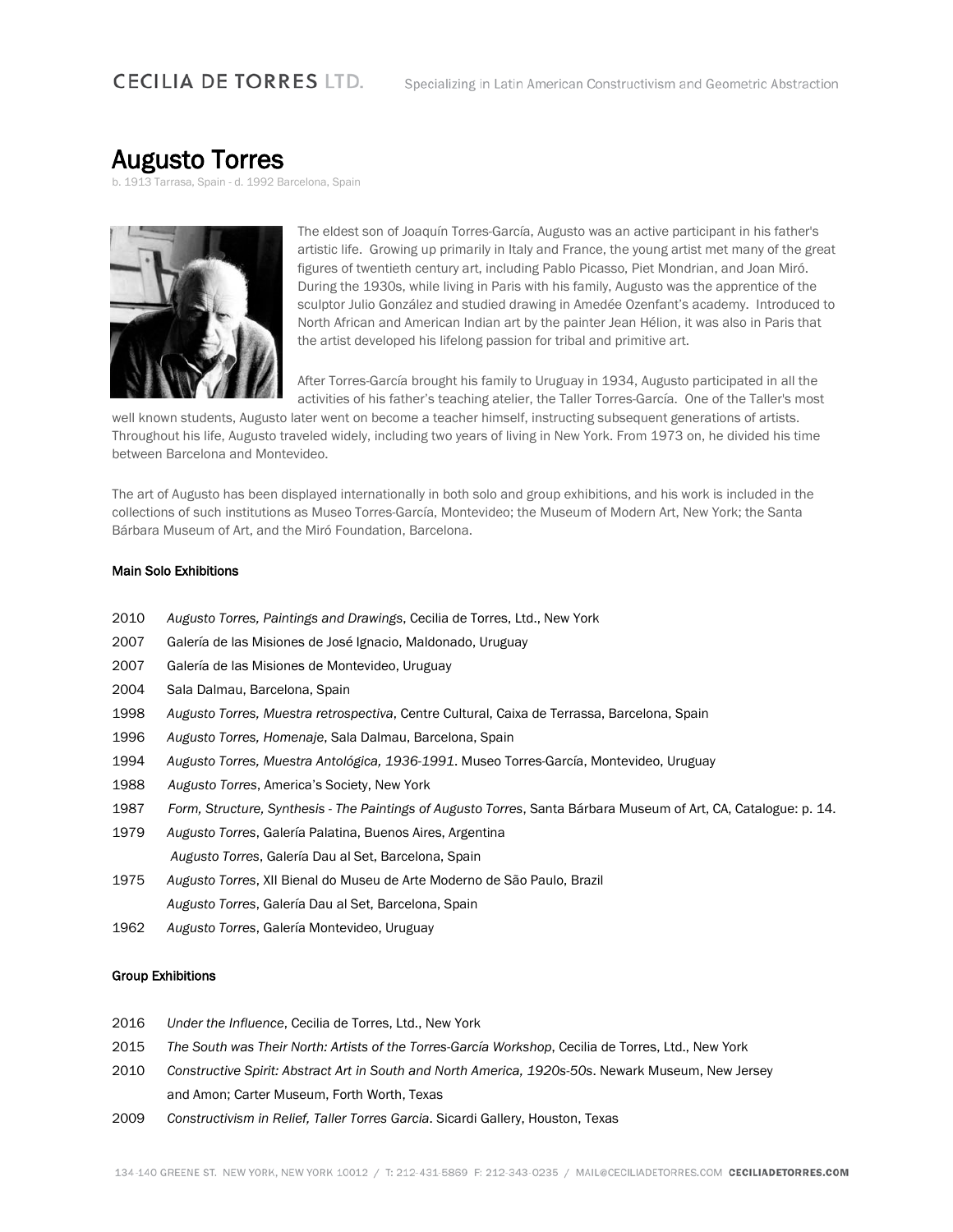CECILIA DE TORRES LTD. Specializing in Latin American Constructivism and Geometric Abstraction

# Augusto Torres

b. 1913 Tarrasa, Spain - d. 1992 Barcelona, Spain

The eldest son of Joaquín Torres-García, Augusto was an active participant in his father's artistic life. Growing up primarily in Italy and France, the young artist met many of the great figures of twentieth century art, including Pablo Picasso, Piet Mondrian, and Joan Miró. During the 1930s, while living in Paris with his family, Augusto was the apprentice of the sculptor Julio González and studied drawing in Amedée Ozenfant's academy. Introduced to North African and American Indian art by the painter Jean Hélion, it was also in Paris that the artist developed his lifelong passion for tribal and primitive art.

After Torres-García brought his family to Uruguay in 1934, Augusto participated in all the activities of his father's teaching atelier, the Taller Torres-García. One of the Taller's most well known students, Augusto later went on become a teacher himself, instructing subsequent generations of artists. Throughout his life, Augusto traveled widely, including two years of living in New York. From 1973 on, he divided his time between Barcelona and Montevideo.

The art of Augusto has been displayed internationally in both solo and group exhibitions, and his work is included in the collections of such institutions as Museo Torres-García, Montevideo; the Museum of Modern Art, New York; the Santa Bárbara Museum of Art, and the Miró Foundation, Barcelona.

## Main Solo Exhibitions

2010 *Augusto Torres, Paintings and Drawings*, Cecilia de Torres, Ltd., New York

2007 Galería de las Misiones de José Ignacio, Maldonado, Uruguay

2007 Galería de las Misiones de Montevideo, Uruguay

2004 Sala Dalmau, Barcelona, Spain

1998 *Augusto Torres, Muestra retrospectiva*, Centre Cultural, Caixa de Terrassa, Barcelona, Spain

1996 *Augusto Torres, Homenaje*, Sala Dalmau, Barcelona, Spain

1994 *Augusto Torres, Muestra Antológica, 1936-1991*. Museo Torres-García, Montevideo, Uruguay

1988 *Augusto Torres*, America's Society, New York

1987 *Form, Structure, Synthesis - The Paintings of Augusto Torres*, Santa Bárbara Museum of Art, CA, Catalogue: p. 14.

1979 *Augusto Torres*, Galería Palatina, Buenos Aires, Argentina
*Augusto Torres*, Galería Dau al Set, Barcelona, Spain

1975 *Augusto Torres*, XII Bienal do Museu de Arte Moderno de São Paulo, Brazil
*Augusto Torres*, Galería Dau al Set, Barcelona, Spain

1962 *Augusto Torres*, Galería Montevideo, Uruguay

## Group Exhibitions

2016 *Under the Influence*, Cecilia de Torres, Ltd., New York

2015 *The South was Their North: Artists of the Torres-García Workshop*, Cecilia de Torres, Ltd., New York

2010 *Constructive Spirit: Abstract Art in South and North America, 1920s-50s*. Newark Museum, New Jersey and Amon; Carter Museum, Forth Worth, Texas

2009 *Constructivism in Relief, Taller Torres Garcia*. Sicardi Gallery, Houston, Texas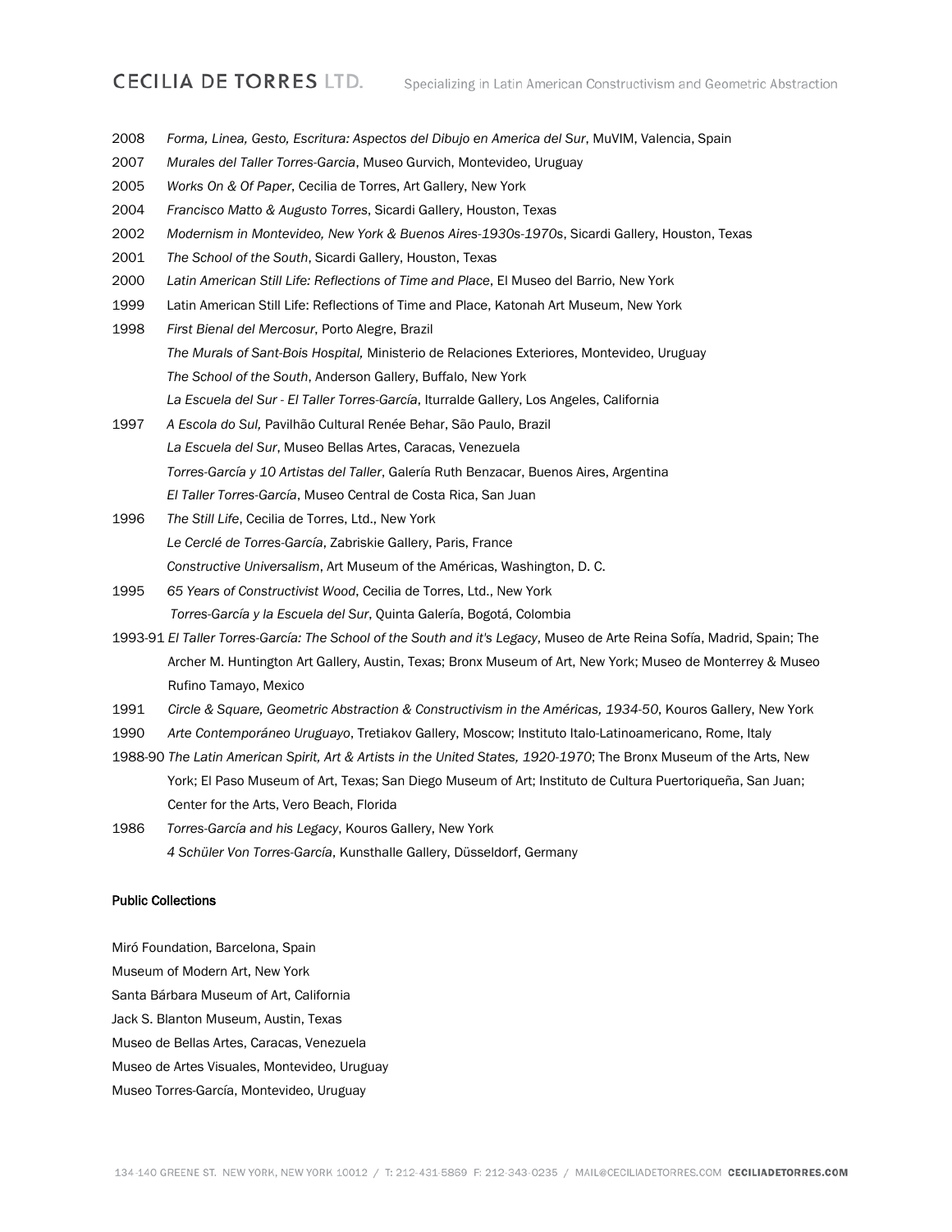2008 *Forma, Linea, Gesto, Escritura: Aspectos del Dibujo en America del Sur*, MuVIM, Valencia, Spain

2007 *Murales del Taller Torres-Garcia*, Museo Gurvich, Montevideo, Uruguay

2005 *Works On & Of Paper*, Cecilia de Torres, Art Gallery, New York

2004 *Francisco Matto & Augusto Torres*, Sicardi Gallery, Houston, Texas

2002 *Modernism in Montevideo, New York & Buenos Aires-1930s-1970s*, Sicardi Gallery, Houston, Texas

2001 *The School of the South*, Sicardi Gallery, Houston, Texas

2000 *Latin American Still Life: Reflections of Time and Place*, El Museo del Barrio, New York

1999 Latin American Still Life: Reflections of Time and Place, Katonah Art Museum, New York

1998 *First Bienal del Mercosur*, Porto Alegre, Brazil
*The Murals of Sant-Bois Hospital,* Ministerio de Relaciones Exteriores, Montevideo, Uruguay
*The School of the South*, Anderson Gallery, Buffalo, New York
*La Escuela del Sur - El Taller Torres-García*, Iturralde Gallery, Los Angeles, California

1997 *A Escola do Sul,* Pavilhão Cultural Renée Behar, São Paulo, Brazil
*La Escuela del Sur*, Museo Bellas Artes, Caracas, Venezuela
*Torres-García y 10 Artistas del Taller*, Galería Ruth Benzacar, Buenos Aires, Argentina
*El Taller Torres-García*, Museo Central de Costa Rica, San Juan

1996 *The Still Life*, Cecilia de Torres, Ltd., New York
*Le Cerclé de Torres-García*, Zabriskie Gallery, Paris, France
*Constructive Universalism*, Art Museum of the Américas, Washington, D. C.

1995 *65 Years of Constructivist Wood*, Cecilia de Torres, Ltd., New York
*Torres-García y la Escuela del Sur*, Quinta Galería, Bogotá, Colombia

1993-91 *El Taller Torres-García: The School of the South and it's Legacy*, Museo de Arte Reina Sofía, Madrid, Spain; The Archer M. Huntington Art Gallery, Austin, Texas; Bronx Museum of Art, New York; Museo de Monterrey & Museo Rufino Tamayo, Mexico

1991 *Circle & Square, Geometric Abstraction & Constructivism in the Américas, 1934-50*, Kouros Gallery, New York

1990 *Arte Contemporáneo Uruguayo*, Tretiakov Gallery, Moscow; Instituto Italo-Latinoamericano, Rome, Italy

1988-90 *The Latin American Spirit, Art & Artists in the United States, 1920-1970*; The Bronx Museum of the Arts, New York; El Paso Museum of Art, Texas; San Diego Museum of Art; Instituto de Cultura Puertoriqueña, San Juan; Center for the Arts, Vero Beach, Florida

1986 *Torres-García and his Legacy*, Kouros Gallery, New York
*4 Schüler Von Torres-García*, Kunsthalle Gallery, Düsseldorf, Germany

**Public Collections**

Miró Foundation, Barcelona, Spain
Museum of Modern Art, New York
Santa Bárbara Museum of Art, California
Jack S. Blanton Museum, Austin, Texas
Museo de Bellas Artes, Caracas, Venezuela
Museo de Artes Visuales, Montevideo, Uruguay
Museo Torres-García, Montevideo, Uruguay